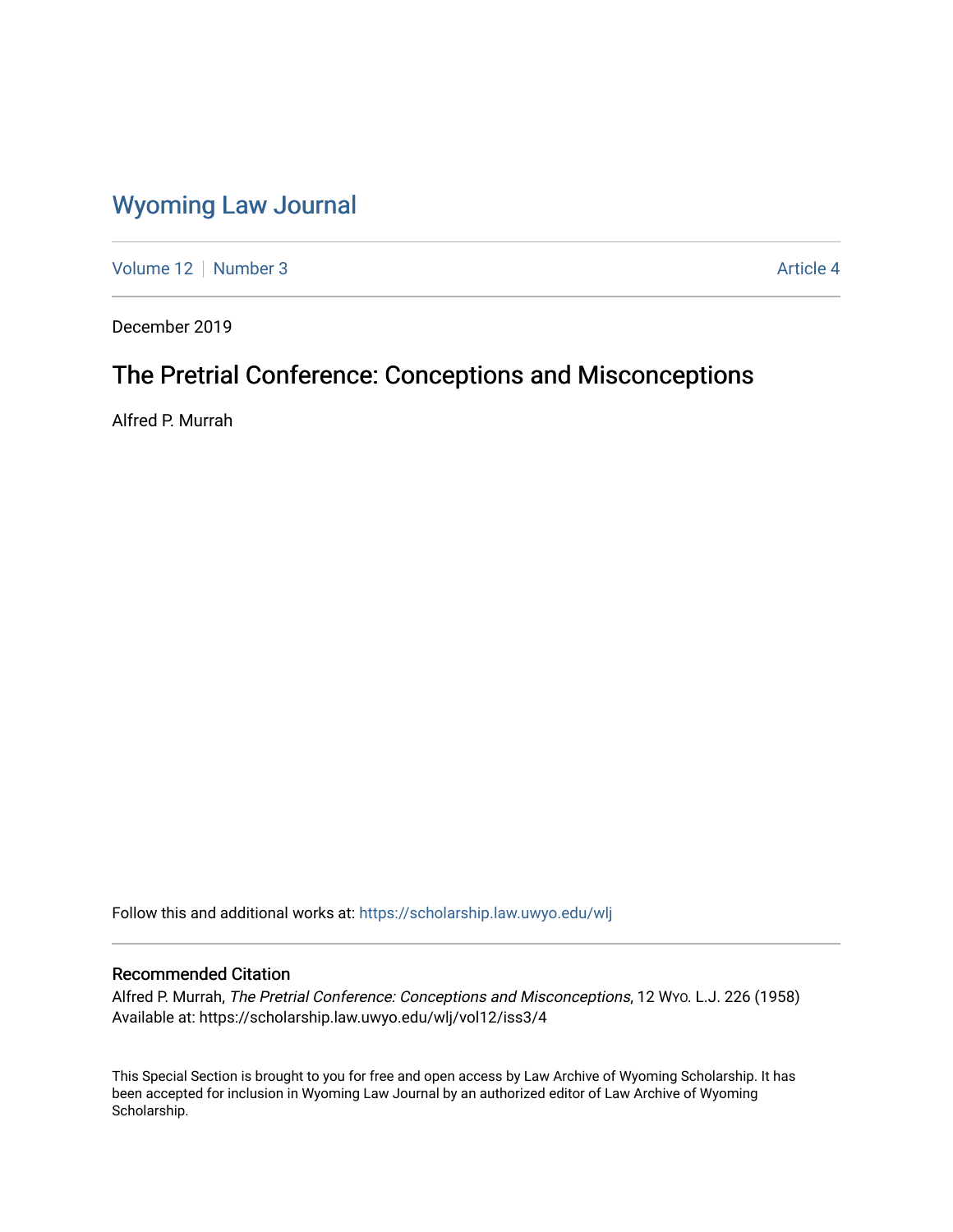# Wyoming Law Journal

Volume 12 | Number 3 Article 4

December 2019

## The Pretrial Conference: Conceptions and Misconceptions

Alfred P. Murrah

Follow this and additional works at: https://scholarship.law.uwyo.edu/wlj

### Recommended Citation

Alfred P. Murrah, *The Pretrial Conference: Conceptions and Misconceptions*, 12 WYO. L.J. 226 (1958)
Available at: https://scholarship.law.uwyo.edu/wlj/vol12/iss3/4

This Special Section is brought to you for free and open access by Law Archive of Wyoming Scholarship. It has been accepted for inclusion in Wyoming Law Journal by an authorized editor of Law Archive of Wyoming Scholarship.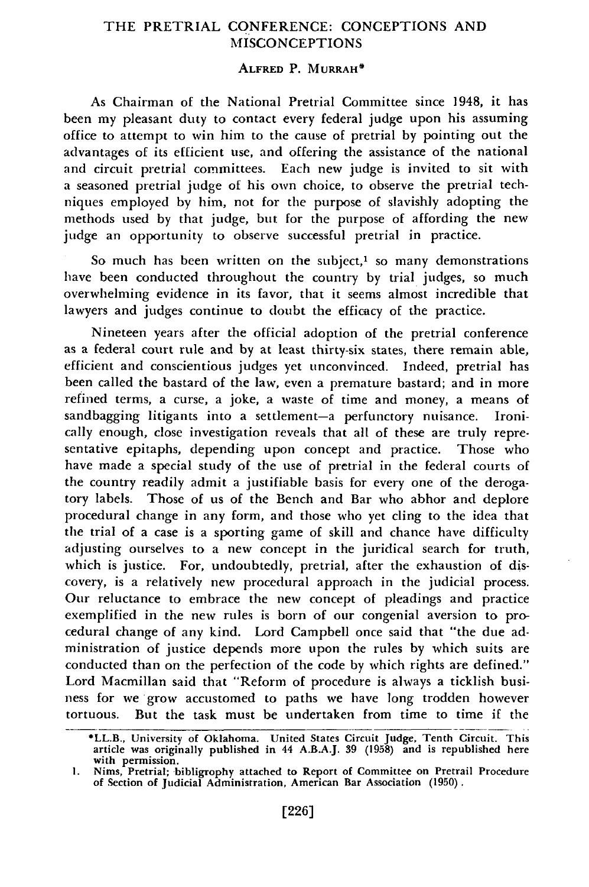# THE PRETRIAL CONFERENCE: CONCEPTIONS AND MISCONCEPTIONS

ALFRED P. MURRAH*

As Chairman of the National Pretrial Committee since 1948, it has been my pleasant duty to contact every federal judge upon his assuming office to attempt to win him to the cause of pretrial by pointing out the advantages of its efficient use, and offering the assistance of the national and circuit pretrial committees. Each new judge is invited to sit with a seasoned pretrial judge of his own choice, to observe the pretrial techniques employed by him, not for the purpose of slavishly adopting the methods used by that judge, but for the purpose of affording the new judge an opportunity to observe successful pretrial in practice.

So much has been written on the subject,[1] so many demonstrations have been conducted throughout the country by trial judges, so much overwhelming evidence in its favor, that it seems almost incredible that lawyers and judges continue to doubt the efficacy of the practice.

Nineteen years after the official adoption of the pretrial conference as a federal court rule and by at least thirty-six states, there remain able, efficient and conscientious judges yet unconvinced. Indeed, pretrial has been called the bastard of the law, even a premature bastard; and in more refined terms, a curse, a joke, a waste of time and money, a means of sandbagging litigants into a settlement—a perfunctory nuisance. Ironically enough, close investigation reveals that all of these are truly representative epitaphs, depending upon concept and practice. Those who have made a special study of the use of pretrial in the federal courts of the country readily admit a justifiable basis for every one of the derogatory labels. Those of us of the Bench and Bar who abhor and deplore procedural change in any form, and those who yet cling to the idea that the trial of a case is a sporting game of skill and chance have difficulty adjusting ourselves to a new concept in the juridical search for truth, which is justice. For, undoubtedly, pretrial, after the exhaustion of discovery, is a relatively new procedural approach in the judicial process. Our reluctance to embrace the new concept of pleadings and practice exemplified in the new rules is born of our congenial aversion to procedural change of any kind. Lord Campbell once said that "the due administration of justice depends more upon the rules by which suits are conducted than on the perfection of the code by which rights are defined." Lord Macmillan said that "Reform of procedure is always a ticklish business for we grow accustomed to paths we have long trodden however tortuous. But the task must be undertaken from time to time if the

---

*LL.B., University of Oklahoma. United States Circuit Judge, Tenth Circuit. This article was originally published in 44 A.B.A.J. 39 (1958) and is republished here with permission.

1. Nims, Pretrial; bibligrophy attached to Report of Committee on Pretrail Procedure of Section of Judicial Administration, American Bar Association (1950).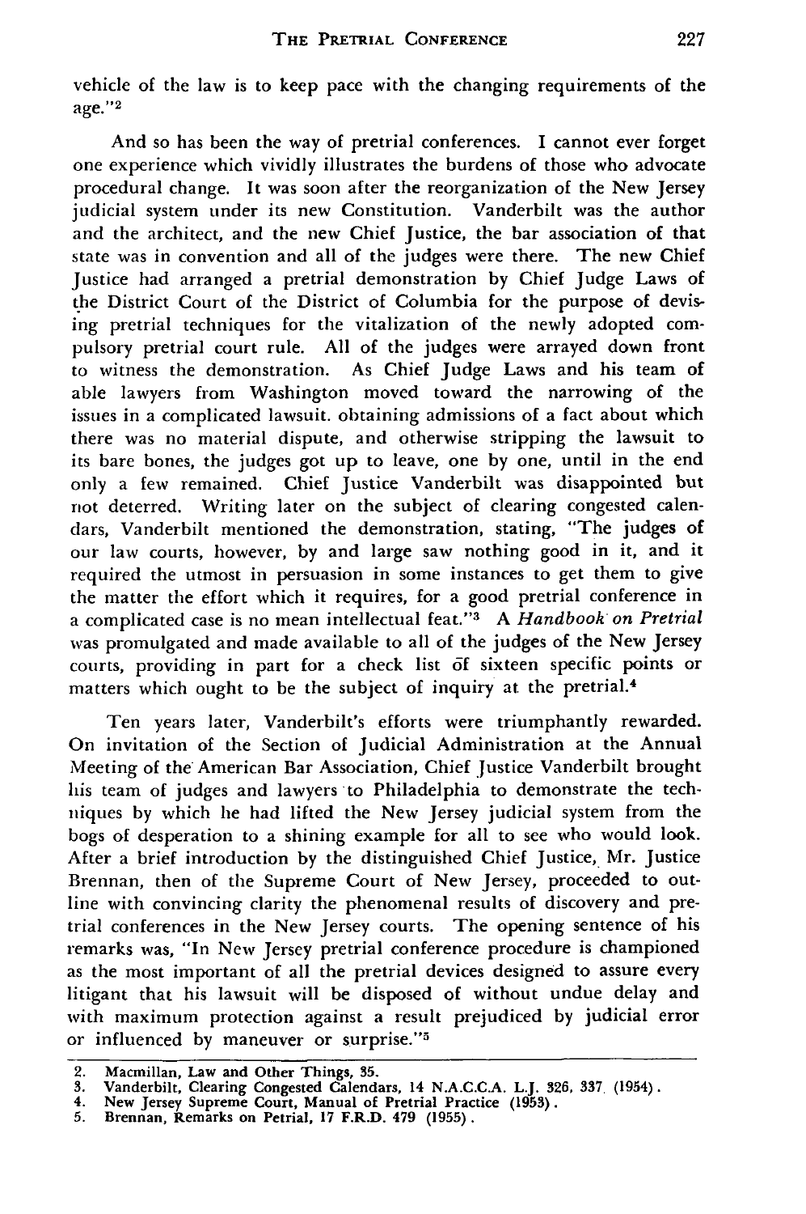vehicle of the law is to keep pace with the changing requirements of the age."[2]

And so has been the way of pretrial conferences. I cannot ever forget one experience which vividly illustrates the burdens of those who advocate procedural change. It was soon after the reorganization of the New Jersey judicial system under its new Constitution. Vanderbilt was the author and the architect, and the new Chief Justice, the bar association of that state was in convention and all of the judges were there. The new Chief Justice had arranged a pretrial demonstration by Chief Judge Laws of the District Court of the District of Columbia for the purpose of devising pretrial techniques for the vitalization of the newly adopted compulsory pretrial court rule. All of the judges were arrayed down front to witness the demonstration. As Chief Judge Laws and his team of able lawyers from Washington moved toward the narrowing of the issues in a complicated lawsuit. obtaining admissions of a fact about which there was no material dispute, and otherwise stripping the lawsuit to its bare bones, the judges got up to leave, one by one, until in the end only a few remained. Chief Justice Vanderbilt was disappointed but not deterred. Writing later on the subject of clearing congested calendars, Vanderbilt mentioned the demonstration, stating, "The judges of our law courts, however, by and large saw nothing good in it, and it required the utmost in persuasion in some instances to get them to give the matter the effort which it requires, for a good pretrial conference in a complicated case is no mean intellectual feat."[3] A *Handbook on Pretrial* was promulgated and made available to all of the judges of the New Jersey courts, providing in part for a check list of sixteen specific points or matters which ought to be the subject of inquiry at the pretrial.[4]

Ten years later, Vanderbilt's efforts were triumphantly rewarded. On invitation of the Section of Judicial Administration at the Annual Meeting of the American Bar Association, Chief Justice Vanderbilt brought his team of judges and lawyers to Philadelphia to demonstrate the techniques by which he had lifted the New Jersey judicial system from the bogs of desperation to a shining example for all to see who would look. After a brief introduction by the distinguished Chief Justice, Mr. Justice Brennan, then of the Supreme Court of New Jersey, proceeded to outline with convincing clarity the phenomenal results of discovery and pretrial conferences in the New Jersey courts. The opening sentence of his remarks was, "In New Jersey pretrial conference procedure is championed as the most important of all the pretrial devices designed to assure every litigant that his lawsuit will be disposed of without undue delay and with maximum protection against a result prejudiced by judicial error or influenced by maneuver or surprise."[5]

---

2. Macmillan, Law and Other Things, 35.
3. Vanderbilt, Clearing Congested Calendars, 14 N.A.C.C.A. L.J. 326, 337 (1954).
4. New Jersey Supreme Court, Manual of Pretrial Practice (1953).
5. Brennan, Remarks on Petrial, 17 F.R.D. 479 (1955).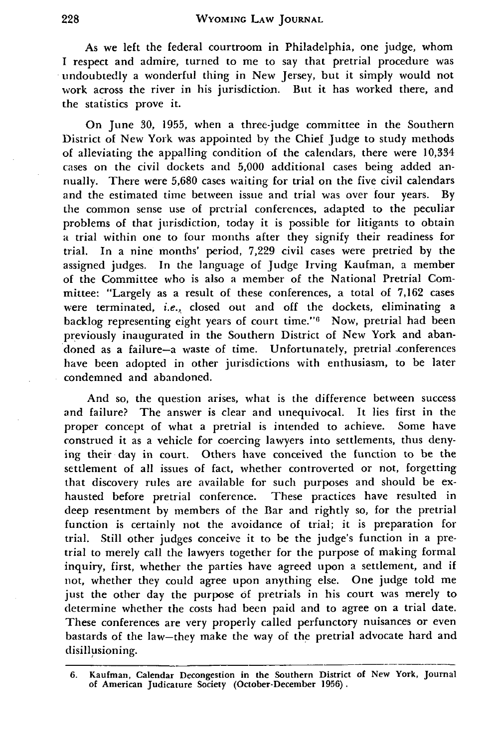As we left the federal courtroom in Philadelphia, one judge, whom I respect and admire, turned to me to say that pretrial procedure was undoubtedly a wonderful thing in New Jersey, but it simply would not work across the river in his jurisdiction. But it has worked there, and the statistics prove it.

On June 30, 1955, when a three-judge committee in the Southern District of New York was appointed by the Chief Judge to study methods of alleviating the appalling condition of the calendars, there were 10,334 cases on the civil dockets and 5,000 additional cases being added annually. There were 5,680 cases waiting for trial on the five civil calendars and the estimated time between issue and trial was over four years. By the common sense use of pretrial conferences, adapted to the peculiar problems of that jurisdiction, today it is possible for litigants to obtain a trial within one to four months after they signify their readiness for trial. In a nine months' period, 7,229 civil cases were pretried by the assigned judges. In the language of Judge Irving Kaufman, a member of the Committee who is also a member of the National Pretrial Committee: "Largely as a result of these conferences, a total of 7,162 cases were terminated, *i.e.*, closed out and off the dockets, eliminating a backlog representing eight years of court time."[6] Now, pretrial had been previously inaugurated in the Southern District of New York and abandoned as a failure—a waste of time. Unfortunately, pretrial conferences have been adopted in other jurisdictions with enthusiasm, to be later condemned and abandoned.

And so, the question arises, what is the difference between success and failure? The answer is clear and unequivocal. It lies first in the proper concept of what a pretrial is intended to achieve. Some have construed it as a vehicle for coercing lawyers into settlements, thus denying their day in court. Others have conceived the function to be the settlement of all issues of fact, whether controverted or not, forgetting that discovery rules are available for such purposes and should be exhausted before pretrial conference. These practices have resulted in deep resentment by members of the Bar and rightly so, for the pretrial function is certainly not the avoidance of trial; it is preparation for trial. Still other judges conceive it to be the judge's function in a pretrial to merely call the lawyers together for the purpose of making formal inquiry, first, whether the parties have agreed upon a settlement, and if not, whether they could agree upon anything else. One judge told me just the other day the purpose of pretrials in his court was merely to determine whether the costs had been paid and to agree on a trial date. These conferences are very properly called perfunctory nuisances or even bastards of the law—they make the way of the pretrial advocate hard and disillusioning.

---

6. Kaufman, Calendar Decongestion in the Southern District of New York, Journal of American Judicature Society (October-December 1956).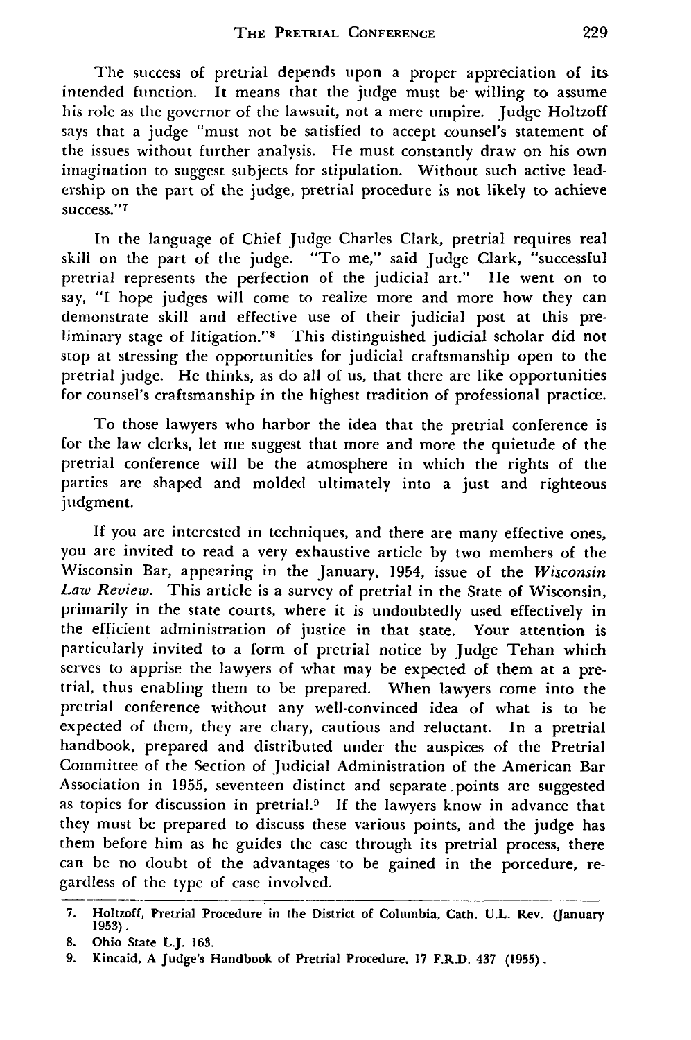The success of pretrial depends upon a proper appreciation of its intended function. It means that the judge must be willing to assume his role as the governor of the lawsuit, not a mere umpire. Judge Holtzoff says that a judge "must not be satisfied to accept counsel's statement of the issues without further analysis. He must constantly draw on his own imagination to suggest subjects for stipulation. Without such active leadership on the part of the judge, pretrial procedure is not likely to achieve success."[7]

In the language of Chief Judge Charles Clark, pretrial requires real skill on the part of the judge. "To me," said Judge Clark, "successful pretrial represents the perfection of the judicial art." He went on to say, "I hope judges will come to realize more and more how they can demonstrate skill and effective use of their judicial post at this preliminary stage of litigation."[8] This distinguished judicial scholar did not stop at stressing the opportunities for judicial craftsmanship open to the pretrial judge. He thinks, as do all of us, that there are like opportunities for counsel's craftsmanship in the highest tradition of professional practice.

To those lawyers who harbor the idea that the pretrial conference is for the law clerks, let me suggest that more and more the quietude of the pretrial conference will be the atmosphere in which the rights of the parties are shaped and molded ultimately into a just and righteous judgment.

If you are interested in techniques, and there are many effective ones, you are invited to read a very exhaustive article by two members of the Wisconsin Bar, appearing in the January, 1954, issue of the *Wisconsin Law Review*. This article is a survey of pretrial in the State of Wisconsin, primarily in the state courts, where it is undoubtedly used effectively in the efficient administration of justice in that state. Your attention is particularly invited to a form of pretrial notice by Judge Tehan which serves to apprise the lawyers of what may be expected of them at a pretrial, thus enabling them to be prepared. When lawyers come into the pretrial conference without any well-convinced idea of what is to be expected of them, they are chary, cautious and reluctant. In a pretrial handbook, prepared and distributed under the auspices of the Pretrial Committee of the Section of Judicial Administration of the American Bar Association in 1955, seventeen distinct and separate points are suggested as topics for discussion in pretrial.[9] If the lawyers know in advance that they must be prepared to discuss these various points, and the judge has them before him as he guides the case through its pretrial process, there can be no doubt of the advantages to be gained in the porcedure, regardless of the type of case involved.

---

7. Holtzoff, Pretrial Procedure in the District of Columbia, Cath. U.L. Rev. (January 1953).
8. Ohio State L.J. 163.
9. Kincaid, A Judge's Handbook of Pretrial Procedure, 17 F.R.D. 437 (1955).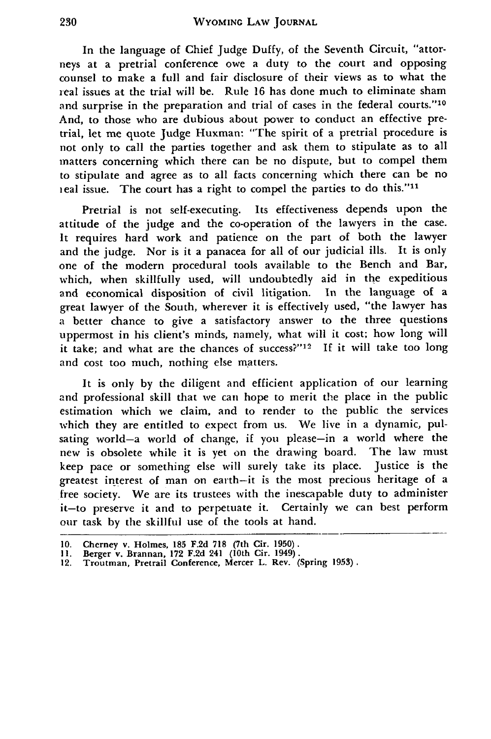In the language of Chief Judge Duffy, of the Seventh Circuit, "attorneys at a pretrial conference owe a duty to the court and opposing counsel to make a full and fair disclosure of their views as to what the real issues at the trial will be. Rule 16 has done much to eliminate sham and surprise in the preparation and trial of cases in the federal courts."[10] And, to those who are dubious about power to conduct an effective pretrial, let me quote Judge Huxman: "The spirit of a pretrial procedure is not only to call the parties together and ask them to stipulate as to all matters concerning which there can be no dispute, but to compel them to stipulate and agree as to all facts concerning which there can be no real issue. The court has a right to compel the parties to do this."[11]

Pretrial is not self-executing. Its effectiveness depends upon the attitude of the judge and the co-operation of the lawyers in the case. It requires hard work and patience on the part of both the lawyer and the judge. Nor is it a panacea for all of our judicial ills. It is only one of the modern procedural tools available to the Bench and Bar, which, when skillfully used, will undoubtedly aid in the expeditious and economical disposition of civil litigation. In the language of a great lawyer of the South, wherever it is effectively used, "the lawyer has a better chance to give a satisfactory answer to the three questions uppermost in his client's minds, namely, what will it cost; how long will it take; and what are the chances of success?"[12] If it will take too long and cost too much, nothing else matters.

It is only by the diligent and efficient application of our learning and professional skill that we can hope to merit the place in the public estimation which we claim, and to render to the public the services which they are entitled to expect from us. We live in a dynamic, pulsating world—a world of change, if you please—in a world where the new is obsolete while it is yet on the drawing board. The law must keep pace or something else will surely take its place. Justice is the greatest interest of man on earth—it is the most precious heritage of a free society. We are its trustees with the inescapable duty to administer it—to preserve it and to perpetuate it. Certainly we can best perform our task by the skillful use of the tools at hand.

---

10. Cherney v. Holmes, 185 F.2d 718 (7th Cir. 1950).
11. Berger v. Brannan, 172 F.2d 241 (10th Cir. 1949).
12. Troutman, Pretrail Conference, Mercer L. Rev. (Spring 1953).